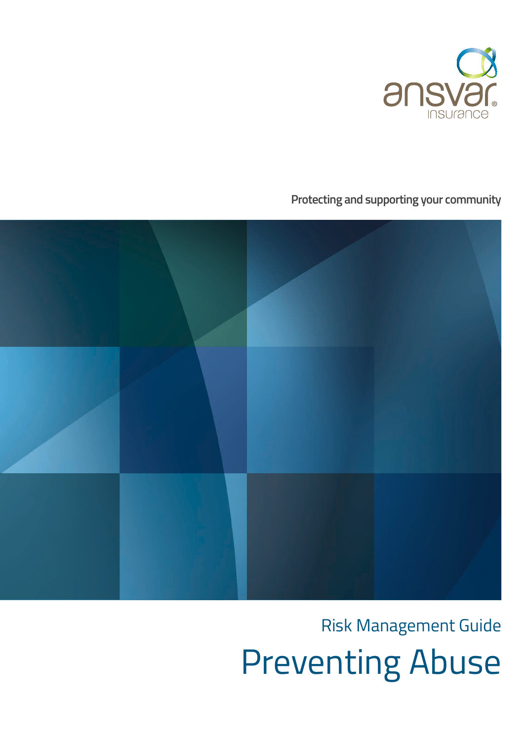ansvar insurance

Protecting and supporting your community

Risk Management Guide

# Preventing Abuse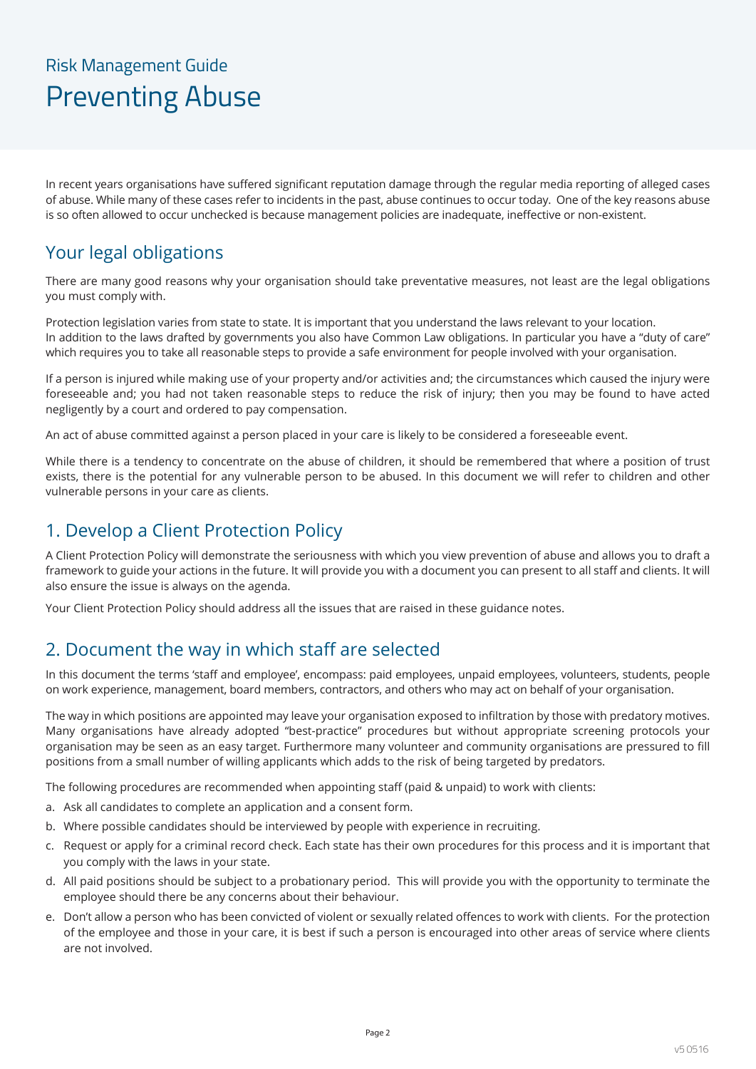Risk Management Guide

# Preventing Abuse

In recent years organisations have suffered significant reputation damage through the regular media reporting of alleged cases of abuse. While many of these cases refer to incidents in the past, abuse continues to occur today. One of the key reasons abuse is so often allowed to occur unchecked is because management policies are inadequate, ineffective or non-existent.

## Your legal obligations

There are many good reasons why your organisation should take preventative measures, not least are the legal obligations you must comply with.

Protection legislation varies from state to state. It is important that you understand the laws relevant to your location. In addition to the laws drafted by governments you also have Common Law obligations. In particular you have a "duty of care" which requires you to take all reasonable steps to provide a safe environment for people involved with your organisation.

If a person is injured while making use of your property and/or activities and; the circumstances which caused the injury were foreseeable and; you had not taken reasonable steps to reduce the risk of injury; then you may be found to have acted negligently by a court and ordered to pay compensation.

An act of abuse committed against a person placed in your care is likely to be considered a foreseeable event.

While there is a tendency to concentrate on the abuse of children, it should be remembered that where a position of trust exists, there is the potential for any vulnerable person to be abused. In this document we will refer to children and other vulnerable persons in your care as clients.

## 1. Develop a Client Protection Policy

A Client Protection Policy will demonstrate the seriousness with which you view prevention of abuse and allows you to draft a framework to guide your actions in the future. It will provide you with a document you can present to all staff and clients. It will also ensure the issue is always on the agenda.

Your Client Protection Policy should address all the issues that are raised in these guidance notes.

## 2. Document the way in which staff are selected

In this document the terms 'staff and employee', encompass: paid employees, unpaid employees, volunteers, students, people on work experience, management, board members, contractors, and others who may act on behalf of your organisation.

The way in which positions are appointed may leave your organisation exposed to infiltration by those with predatory motives. Many organisations have already adopted "best-practice" procedures but without appropriate screening protocols your organisation may be seen as an easy target. Furthermore many volunteer and community organisations are pressured to fill positions from a small number of willing applicants which adds to the risk of being targeted by predators.

The following procedures are recommended when appointing staff (paid & unpaid) to work with clients:

a. Ask all candidates to complete an application and a consent form.
b. Where possible candidates should be interviewed by people with experience in recruiting.
c. Request or apply for a criminal record check. Each state has their own procedures for this process and it is important that you comply with the laws in your state.
d. All paid positions should be subject to a probationary period. This will provide you with the opportunity to terminate the employee should there be any concerns about their behaviour.
e. Don't allow a person who has been convicted of violent or sexually related offences to work with clients. For the protection of the employee and those in your care, it is best if such a person is encouraged into other areas of service where clients are not involved.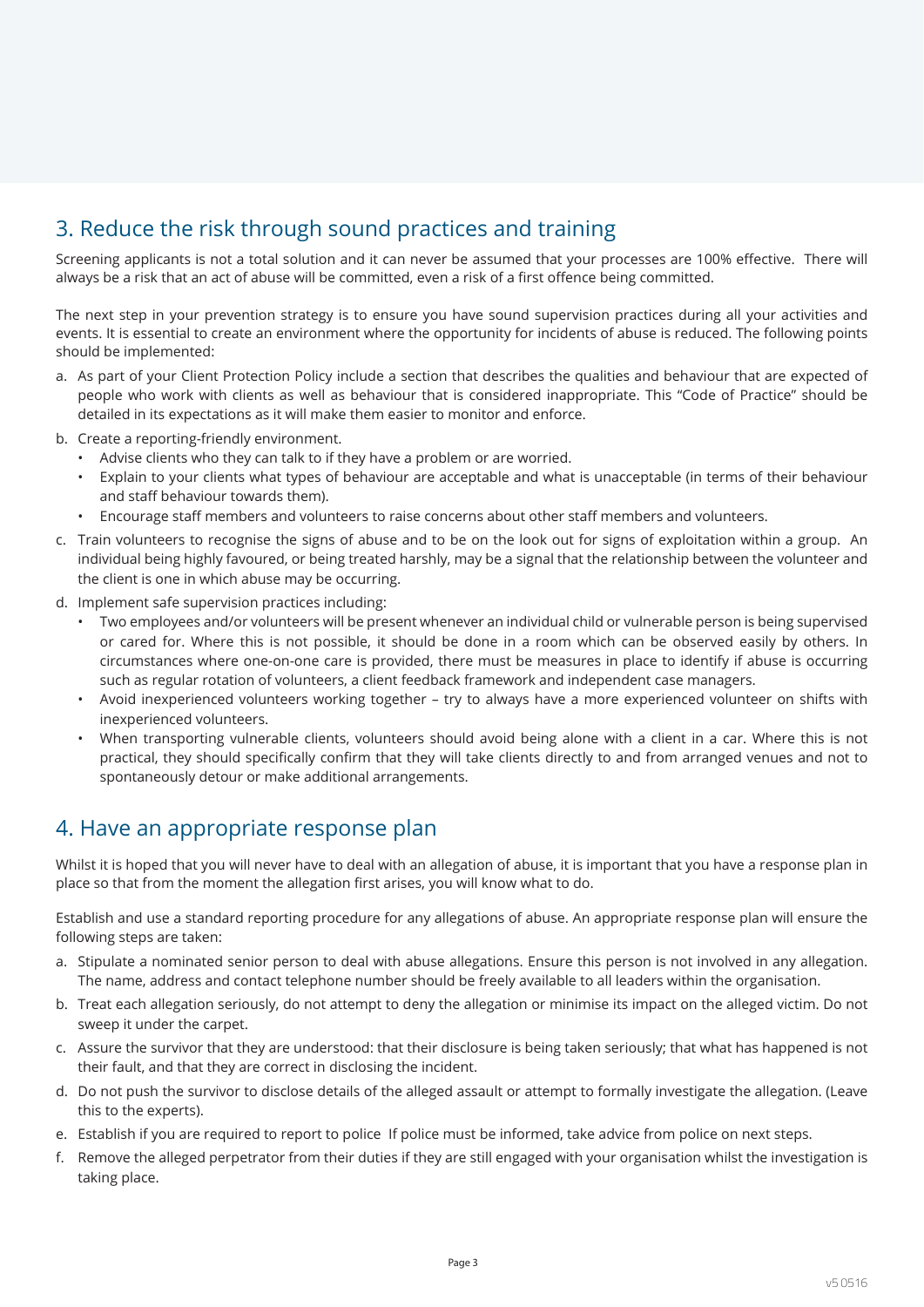## 3. Reduce the risk through sound practices and training

Screening applicants is not a total solution and it can never be assumed that your processes are 100% effective. There will always be a risk that an act of abuse will be committed, even a risk of a first offence being committed.

The next step in your prevention strategy is to ensure you have sound supervision practices during all your activities and events. It is essential to create an environment where the opportunity for incidents of abuse is reduced. The following points should be implemented:

a. As part of your Client Protection Policy include a section that describes the qualities and behaviour that are expected of people who work with clients as well as behaviour that is considered inappropriate. This "Code of Practice" should be detailed in its expectations as it will make them easier to monitor and enforce.

b. Create a reporting-friendly environment.
   - Advise clients who they can talk to if they have a problem or are worried.
   - Explain to your clients what types of behaviour are acceptable and what is unacceptable (in terms of their behaviour and staff behaviour towards them).
   - Encourage staff members and volunteers to raise concerns about other staff members and volunteers.

c. Train volunteers to recognise the signs of abuse and to be on the look out for signs of exploitation within a group. An individual being highly favoured, or being treated harshly, may be a signal that the relationship between the volunteer and the client is one in which abuse may be occurring.

d. Implement safe supervision practices including:
   - Two employees and/or volunteers will be present whenever an individual child or vulnerable person is being supervised or cared for. Where this is not possible, it should be done in a room which can be observed easily by others. In circumstances where one-on-one care is provided, there must be measures in place to identify if abuse is occurring such as regular rotation of volunteers, a client feedback framework and independent case managers.
   - Avoid inexperienced volunteers working together – try to always have a more experienced volunteer on shifts with inexperienced volunteers.
   - When transporting vulnerable clients, volunteers should avoid being alone with a client in a car. Where this is not practical, they should specifically confirm that they will take clients directly to and from arranged venues and not to spontaneously detour or make additional arrangements.

## 4. Have an appropriate response plan

Whilst it is hoped that you will never have to deal with an allegation of abuse, it is important that you have a response plan in place so that from the moment the allegation first arises, you will know what to do.

Establish and use a standard reporting procedure for any allegations of abuse. An appropriate response plan will ensure the following steps are taken:

a. Stipulate a nominated senior person to deal with abuse allegations. Ensure this person is not involved in any allegation. The name, address and contact telephone number should be freely available to all leaders within the organisation.

b. Treat each allegation seriously, do not attempt to deny the allegation or minimise its impact on the alleged victim. Do not sweep it under the carpet.

c. Assure the survivor that they are understood: that their disclosure is being taken seriously; that what has happened is not their fault, and that they are correct in disclosing the incident.

d. Do not push the survivor to disclose details of the alleged assault or attempt to formally investigate the allegation. (Leave this to the experts).

e. Establish if you are required to report to police If police must be informed, take advice from police on next steps.

f. Remove the alleged perpetrator from their duties if they are still engaged with your organisation whilst the investigation is taking place.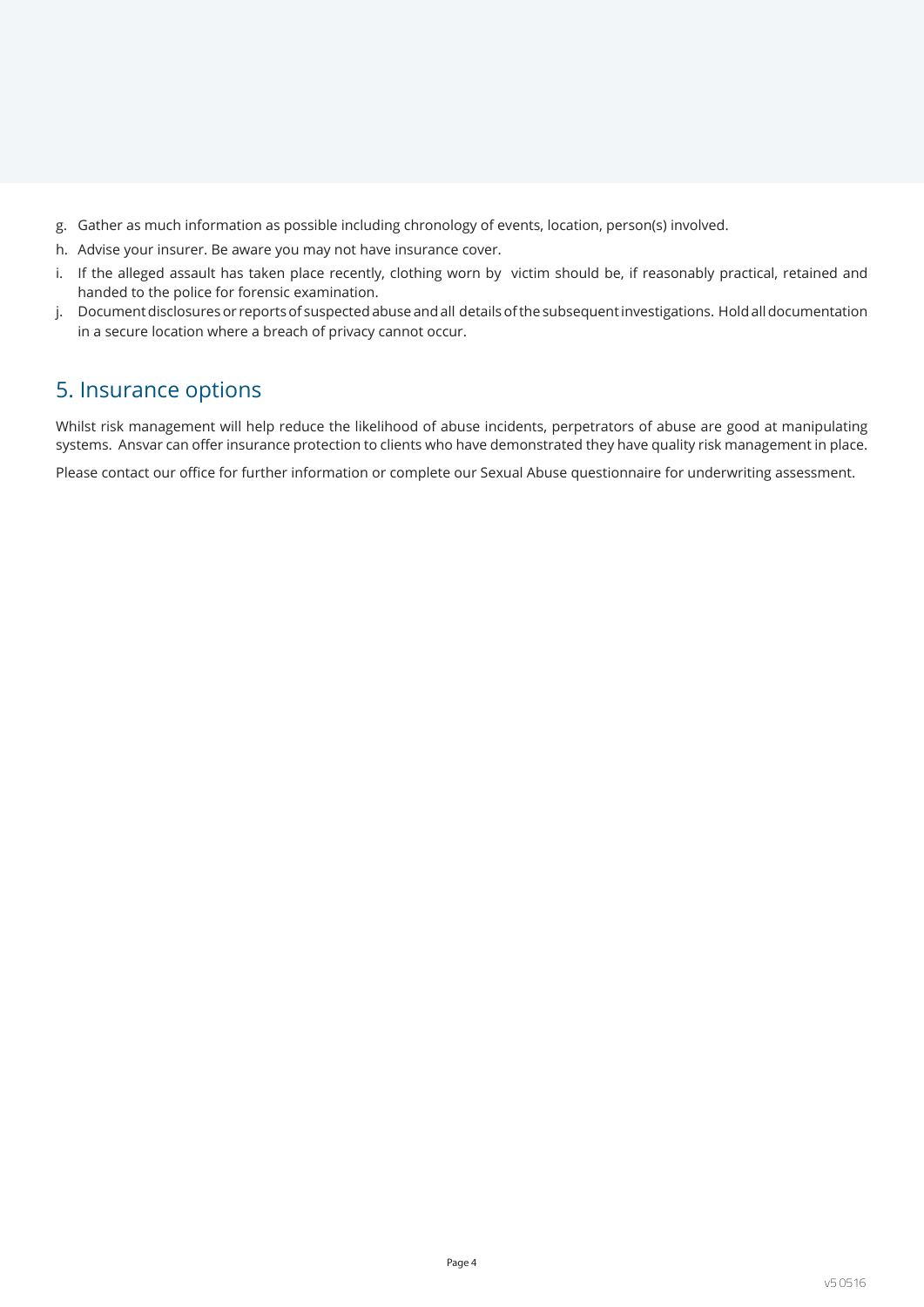g. Gather as much information as possible including chronology of events, location, person(s) involved.
h. Advise your insurer. Be aware you may not have insurance cover.
i. If the alleged assault has taken place recently, clothing worn by victim should be, if reasonably practical, retained and handed to the police for forensic examination.
j. Document disclosures or reports of suspected abuse and all details of the subsequent investigations. Hold all documentation in a secure location where a breach of privacy cannot occur.

## 5. Insurance options

Whilst risk management will help reduce the likelihood of abuse incidents, perpetrators of abuse are good at manipulating systems. Ansvar can offer insurance protection to clients who have demonstrated they have quality risk management in place.

Please contact our office for further information or complete our Sexual Abuse questionnaire for underwriting assessment.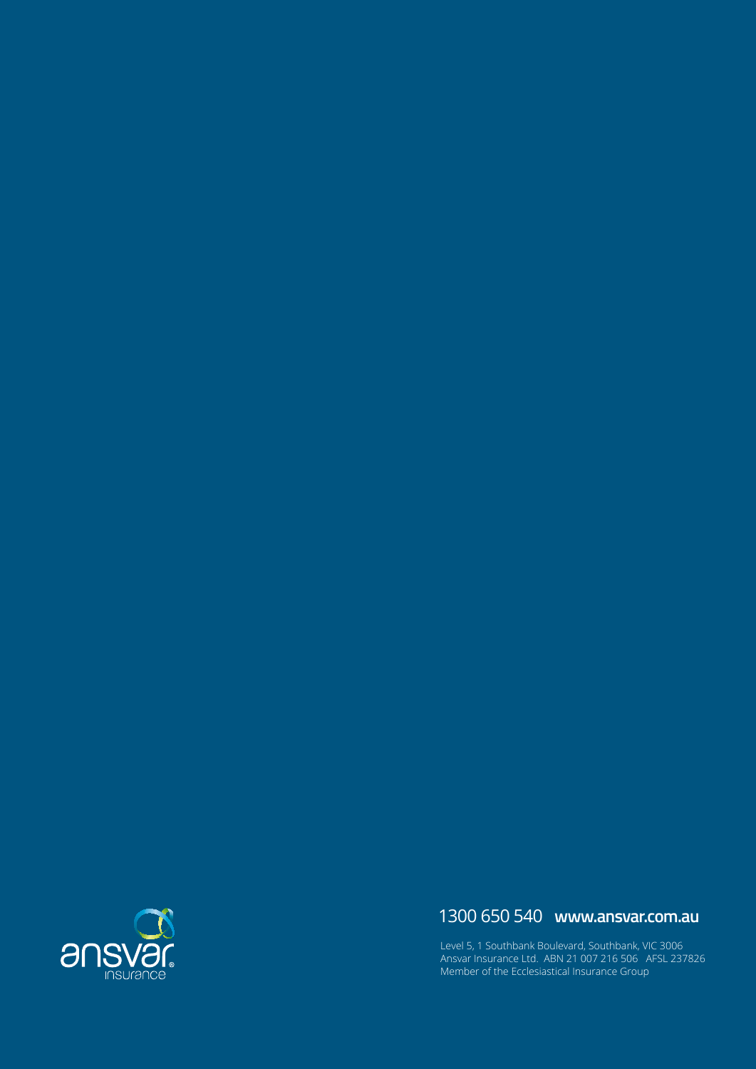ansvar insurance

1300 650 540 **www.ansvar.com.au**

Level 5, 1 Southbank Boulevard, Southbank, VIC 3006
Ansvar Insurance Ltd. ABN 21 007 216 506 AFSL 237826
Member of the Ecclesiastical Insurance Group